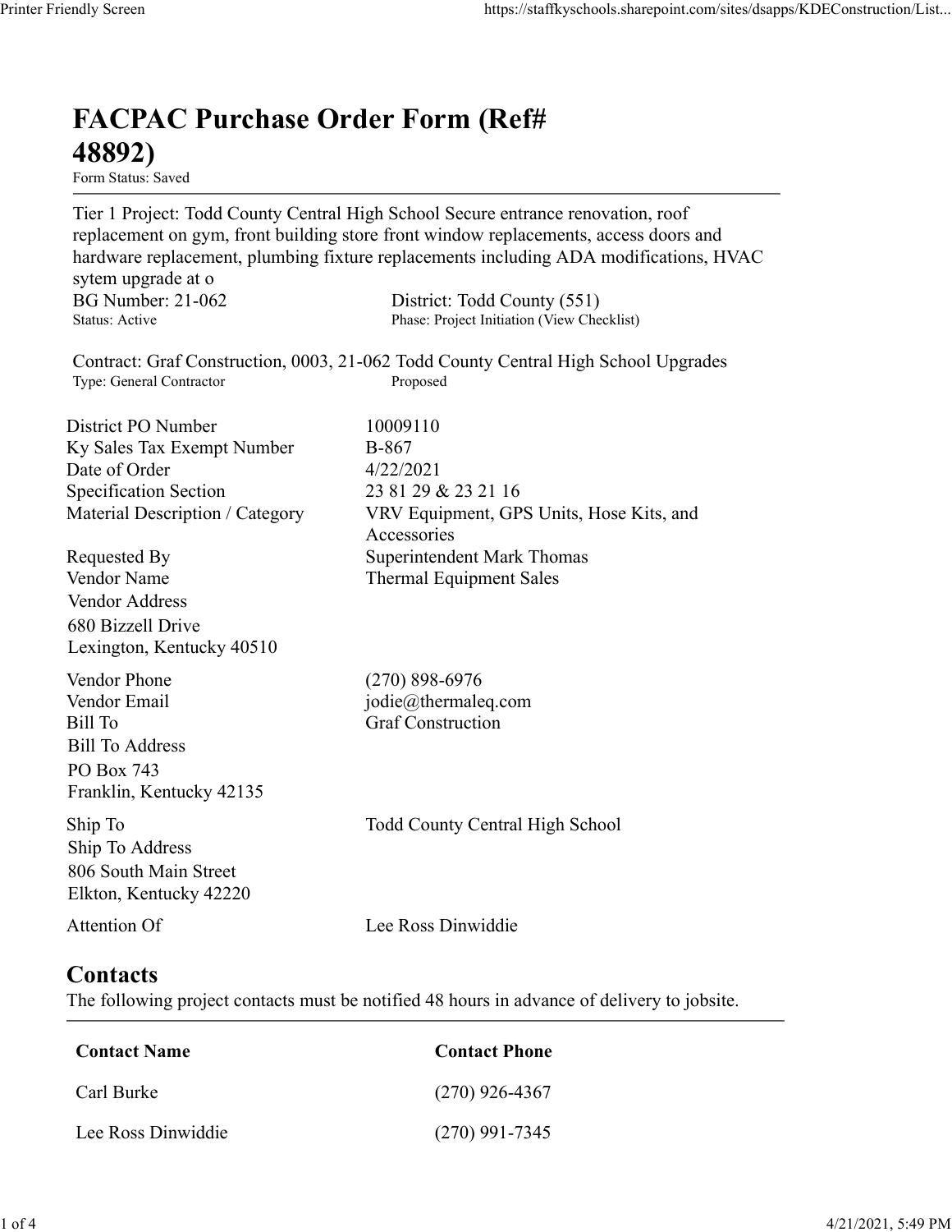# FACPAC Purchase Order Form (Ref# 48892)

Form Status: Saved

Tier 1 Project: Todd County Central High School Secure entrance renovation, roof replacement on gym, front building store front window replacements, access doors and hardware replacement, plumbing fixture replacements including ADA modifications, HVAC sytem upgrade at o

BG Number: 21-062
Status: Active

District: Todd County (551)
Phase: Project Initiation (View Checklist)

Contract: Graf Construction, 0003, 21-062 Todd County Central High School Upgrades
Type: General Contractor
Proposed

| | |
|---|---|
| District PO Number | 10009110 |
| Ky Sales Tax Exempt Number | B-867 |
| Date of Order | 4/22/2021 |
| Specification Section | 23 81 29 & 23 21 16 |
| Material Description / Category | VRV Equipment, GPS Units, Hose Kits, and Accessories |
| Requested By | Superintendent Mark Thomas |
| Vendor Name | Thermal Equipment Sales |
| Vendor Address | 680 Bizzell Drive<br>Lexington, Kentucky 40510 |
| Vendor Phone | (270) 898-6976 |
| Vendor Email | jodie@thermaleq.com |
| Bill To | Graf Construction |
| Bill To Address | PO Box 743<br>Franklin, Kentucky 42135 |
| Ship To | Todd County Central High School |
| Ship To Address | 806 South Main Street<br>Elkton, Kentucky 42220 |
| Attention Of | Lee Ross Dinwiddie |

## Contacts

The following project contacts must be notified 48 hours in advance of delivery to jobsite.

| Contact Name | Contact Phone |
|---|---|
| Carl Burke | (270) 926-4367 |
| Lee Ross Dinwiddie | (270) 991-7345 |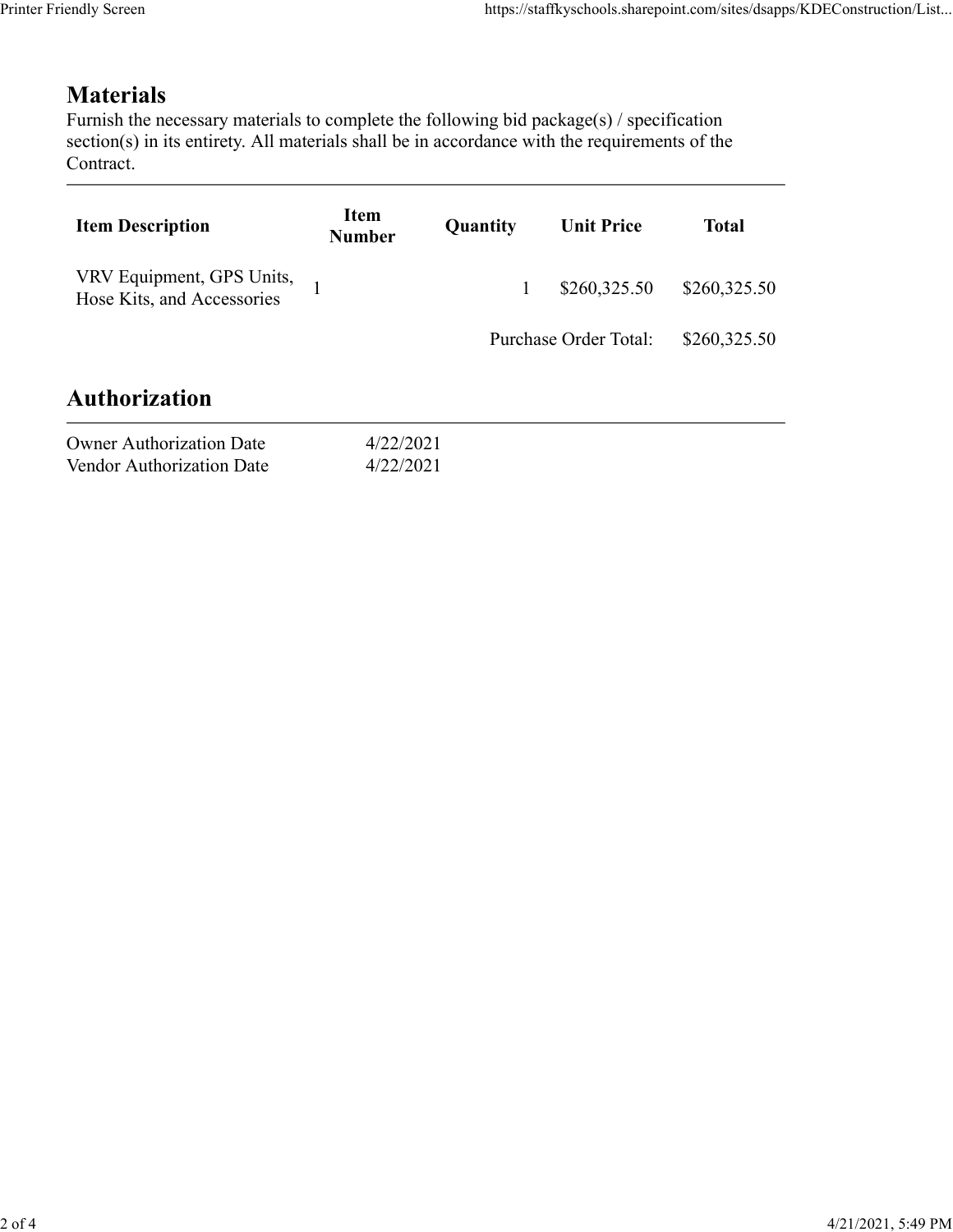## Materials

Furnish the necessary materials to complete the following bid package(s) / specification section(s) in its entirety. All materials shall be in accordance with the requirements of the Contract.

| Item Description | Item Number | Quantity | Unit Price | Total |
|---|---|---|---|---|
| VRV Equipment, GPS Units, Hose Kits, and Accessories | 1 | 1 | $260,325.50 | $260,325.50 |
| | | | Purchase Order Total: | $260,325.50 |

## Authorization

| | |
|---|---|
| Owner Authorization Date | 4/22/2021 |
| Vendor Authorization Date | 4/22/2021 |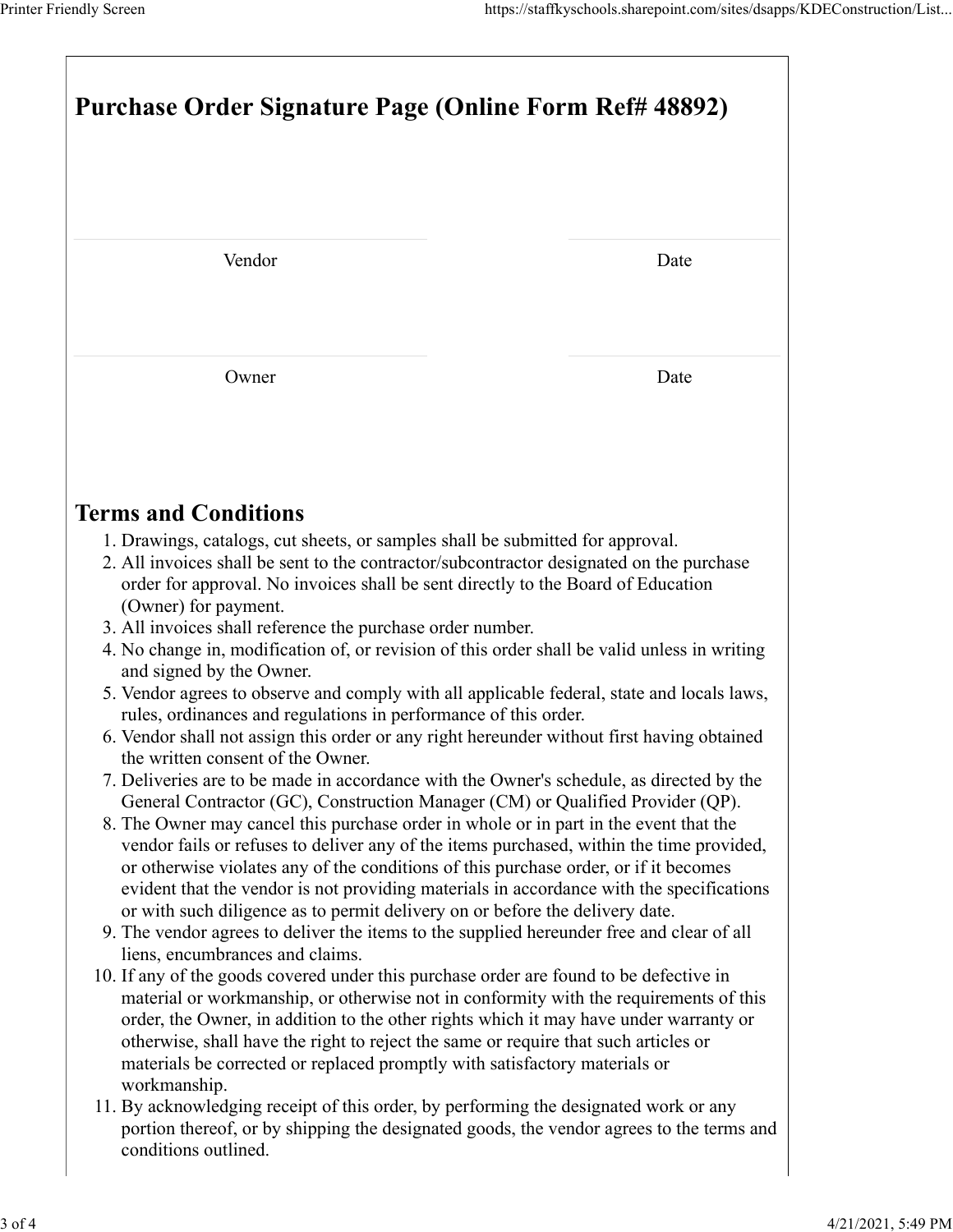# Purchase Order Signature Page (Online Form Ref# 48892)

| | |
|---|---|
| Vendor | Date |
| Owner | Date |

## Terms and Conditions

1. Drawings, catalogs, cut sheets, or samples shall be submitted for approval.
2. All invoices shall be sent to the contractor/subcontractor designated on the purchase order for approval. No invoices shall be sent directly to the Board of Education (Owner) for payment.
3. All invoices shall reference the purchase order number.
4. No change in, modification of, or revision of this order shall be valid unless in writing and signed by the Owner.
5. Vendor agrees to observe and comply with all applicable federal, state and locals laws, rules, ordinances and regulations in performance of this order.
6. Vendor shall not assign this order or any right hereunder without first having obtained the written consent of the Owner.
7. Deliveries are to be made in accordance with the Owner's schedule, as directed by the General Contractor (GC), Construction Manager (CM) or Qualified Provider (QP).
8. The Owner may cancel this purchase order in whole or in part in the event that the vendor fails or refuses to deliver any of the items purchased, within the time provided, or otherwise violates any of the conditions of this purchase order, or if it becomes evident that the vendor is not providing materials in accordance with the specifications or with such diligence as to permit delivery on or before the delivery date.
9. The vendor agrees to deliver the items to the supplied hereunder free and clear of all liens, encumbrances and claims.
10. If any of the goods covered under this purchase order are found to be defective in material or workmanship, or otherwise not in conformity with the requirements of this order, the Owner, in addition to the other rights which it may have under warranty or otherwise, shall have the right to reject the same or require that such articles or materials be corrected or replaced promptly with satisfactory materials or workmanship.
11. By acknowledging receipt of this order, by performing the designated work or any portion thereof, or by shipping the designated goods, the vendor agrees to the terms and conditions outlined.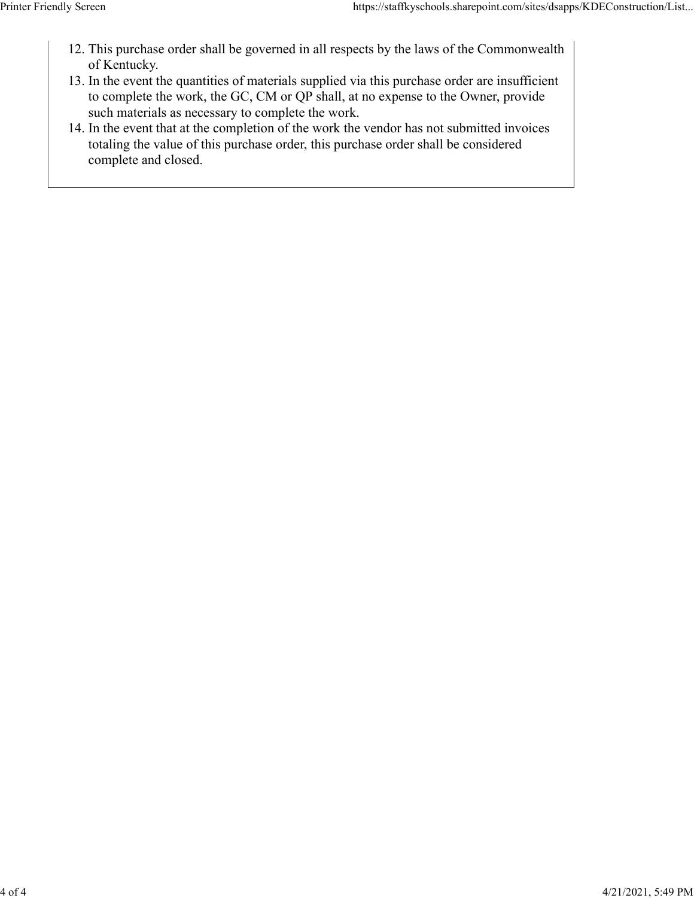12. This purchase order shall be governed in all respects by the laws of the Commonwealth of Kentucky.
13. In the event the quantities of materials supplied via this purchase order are insufficient to complete the work, the GC, CM or QP shall, at no expense to the Owner, provide such materials as necessary to complete the work.
14. In the event that at the completion of the work the vendor has not submitted invoices totaling the value of this purchase order, this purchase order shall be considered complete and closed.